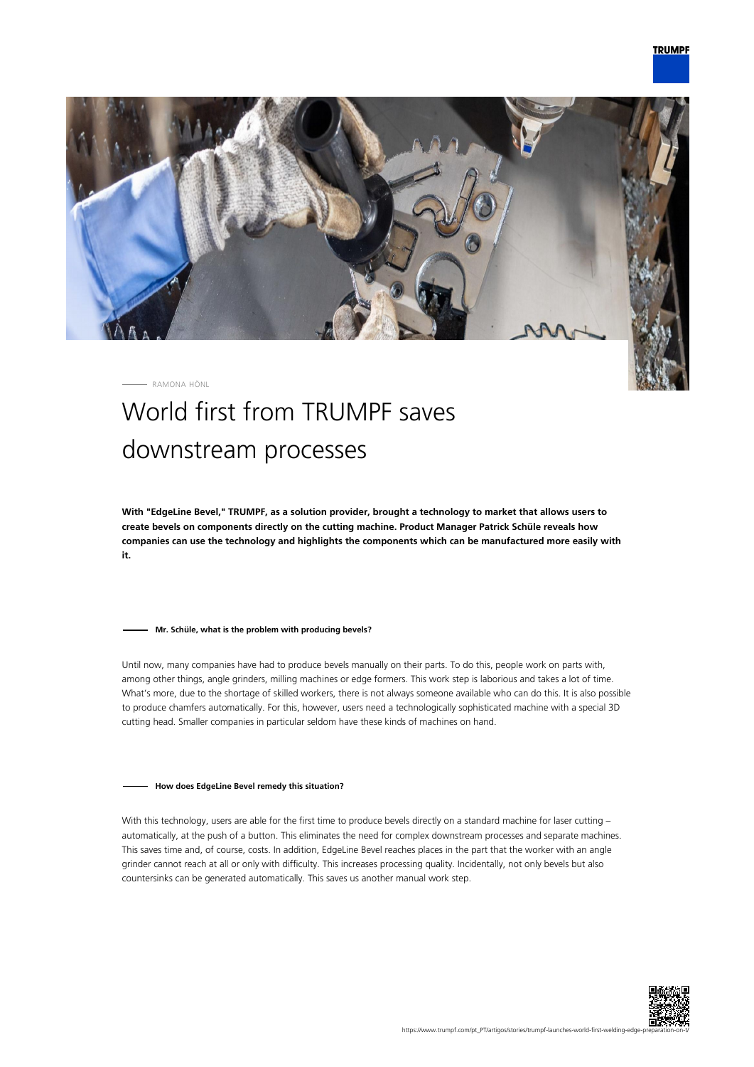RAMONA HÖNL

# World first from TRUMPF saves downstream processes

**With "EdgeLine Bevel," TRUMPF, as a solution provider, brought a technology to market that allows users to create bevels on components directly on the cutting machine. Product Manager Patrick Schüle reveals how companies can use the technology and highlights the components which can be manufactured more easily with it.**

### Mr. Schüle, what is the problem with producing bevels?

Until now, many companies have had to produce bevels manually on their parts. To do this, people work on parts with, among other things, angle grinders, milling machines or edge formers. This work step is laborious and takes a lot of time. What's more, due to the shortage of skilled workers, there is not always someone available who can do this. It is also possible to produce chamfers automatically. For this, however, users need a technologically sophisticated machine with a special 3D cutting head. Smaller companies in particular seldom have these kinds of machines on hand.

### How does EdgeLine Bevel remedy this situation?

With this technology, users are able for the first time to produce bevels directly on a standard machine for laser cutting – automatically, at the push of a button. This eliminates the need for complex downstream processes and separate machines. This saves time and, of course, costs. In addition, EdgeLine Bevel reaches places in the part that the worker with an angle grinder cannot reach at all or only with difficulty. This increases processing quality. Incidentally, not only bevels but also countersinks can be generated automatically. This saves us another manual work step.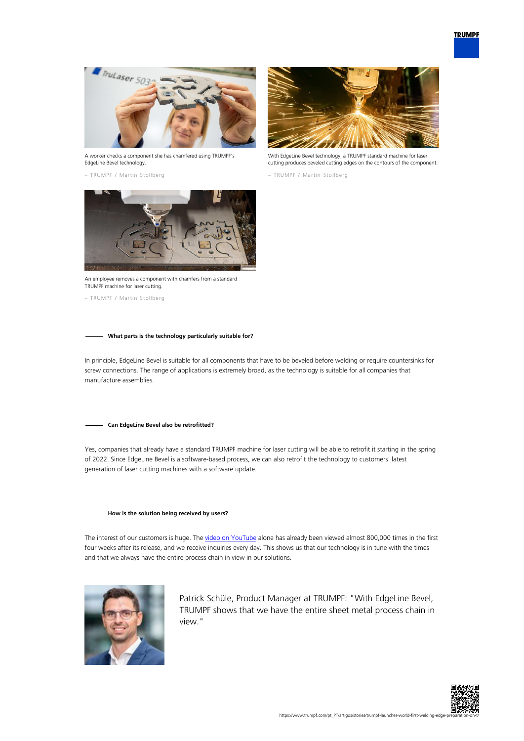A worker checks a component she has chamfered using TRUMPF's EdgeLine Bevel technology.

– TRUMPF / Martin Stollberg

With EdgeLine Bevel technology, a TRUMPF standard machine for laser cutting produces beveled cutting edges on the contours of the component.

– TRUMPF / Martin Stollberg

An employee removes a component with chamfers from a standard TRUMPF machine for laser cutting.

– TRUMPF / Martin Stollberg

### What parts is the technology particularly suitable for?

In principle, EdgeLine Bevel is suitable for all components that have to be beveled before welding or require countersinks for screw connections. The range of applications is extremely broad, as the technology is suitable for all companies that manufacture assemblies.

### Can EdgeLine Bevel also be retrofitted?

Yes, companies that already have a standard TRUMPF machine for laser cutting will be able to retrofit it starting in the spring of 2022. Since EdgeLine Bevel is a software-based process, we can also retrofit the technology to customers' latest generation of laser cutting machines with a software update.

### How is the solution being received by users?

The interest of our customers is huge. The video on YouTube alone has already been viewed almost 800,000 times in the first four weeks after its release, and we receive inquiries every day. This shows us that our technology is in tune with the times and that we always have the entire process chain in view in our solutions.

Patrick Schüle, Product Manager at TRUMPF: "With EdgeLine Bevel, TRUMPF shows that we have the entire sheet metal process chain in view."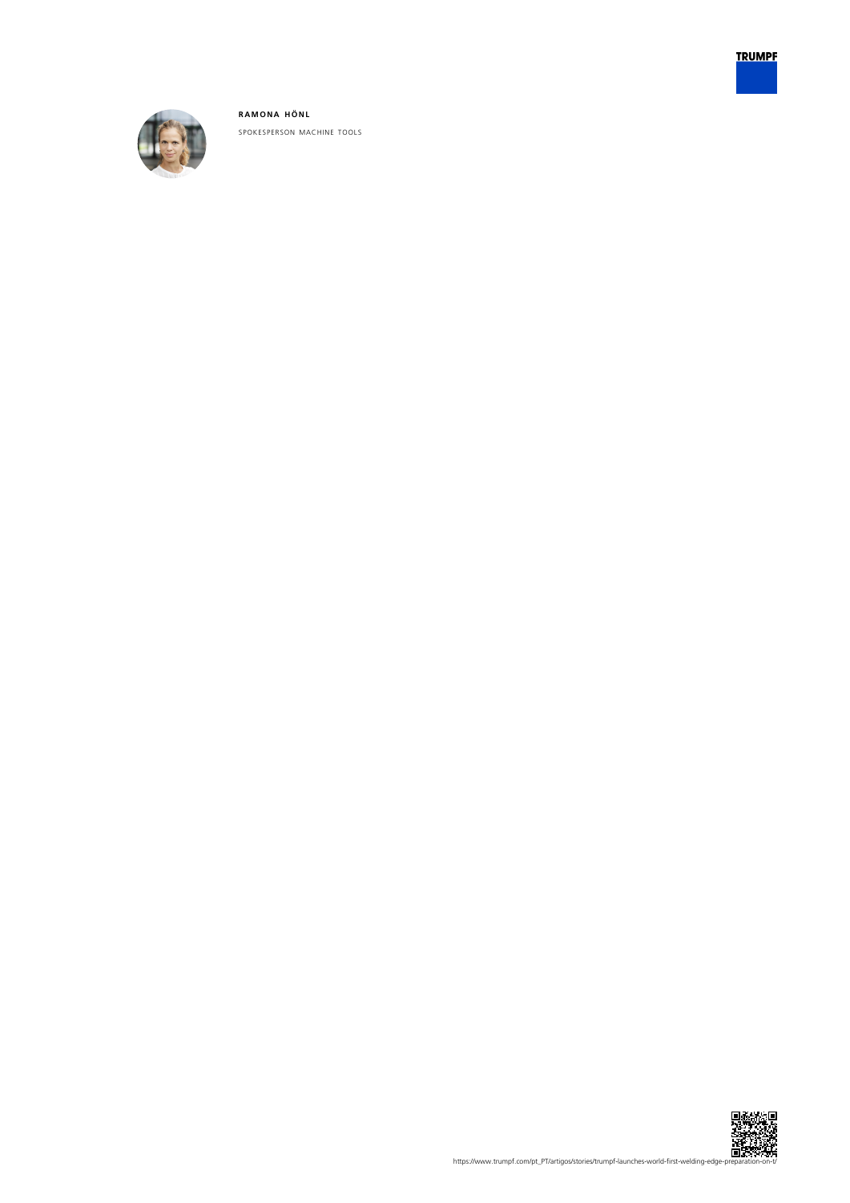**RAMONA HÖNL**

SPOKESPERSON MACHINE TOOLS

https://www.trumpf.com/pt_PT/artigos/stories/trumpf-launches-world-first-welding-edge-preparation-on-t/